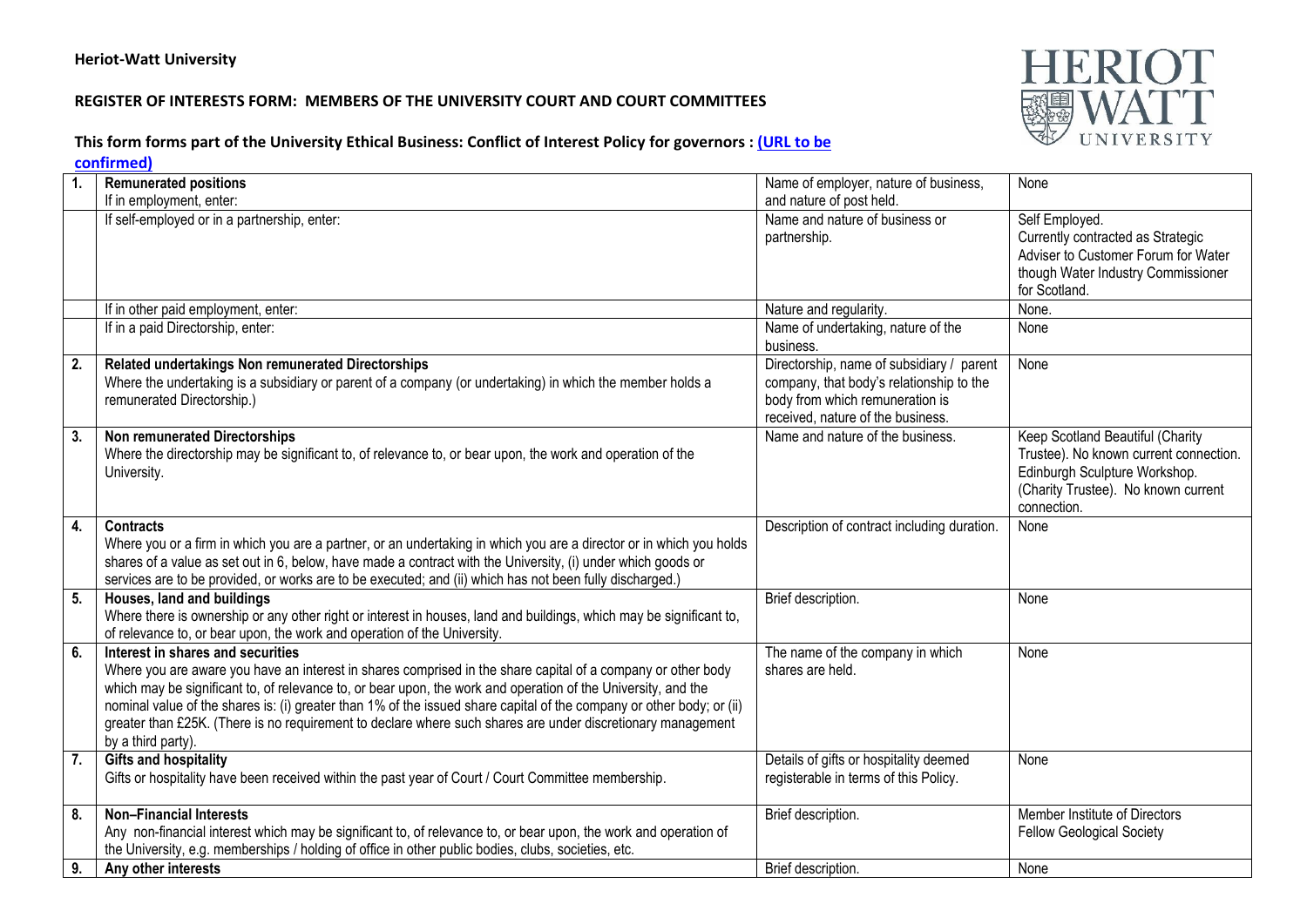**Heriot-Watt University**

**REGISTER OF INTERESTS FORM: MEMBERS OF THE UNIVERSITY COURT AND COURT COMMITTEES**

**This form forms part of the University Ethical Business: Conflict of Interest Policy for governors : (URL to be confirmed)**

| | | | |
|---|---|---|---|
| **1.** | **Remunerated positions**<br>If in employment, enter: | Name of employer, nature of business, and nature of post held. | None |
| | If self-employed or in a partnership, enter: | Name and nature of business or partnership. | Self Employed.<br>Currently contracted as Strategic Adviser to Customer Forum for Water though Water Industry Commissioner for Scotland. |
| | If in other paid employment, enter: | Nature and regularity. | None. |
| | If in a paid Directorship, enter: | Name of undertaking, nature of the business. | None |
| **2.** | **Related undertakings Non remunerated Directorships**<br>Where the undertaking is a subsidiary or parent of a company (or undertaking) in which the member holds a remunerated Directorship.) | Directorship, name of subsidiary / parent company, that body's relationship to the body from which remuneration is received, nature of the business. | None |
| **3.** | **Non remunerated Directorships**<br>Where the directorship may be significant to, of relevance to, or bear upon, the work and operation of the University. | Name and nature of the business. | Keep Scotland Beautiful (Charity Trustee). No known current connection.<br>Edinburgh Sculpture Workshop. (Charity Trustee). No known current connection. |
| **4.** | **Contracts**<br>Where you or a firm in which you are a partner, or an undertaking in which you are a director or in which you holds shares of a value as set out in 6, below, have made a contract with the University, (i) under which goods or services are to be provided, or works are to be executed; and (ii) which has not been fully discharged.) | Description of contract including duration. | None |
| **5.** | **Houses, land and buildings**<br>Where there is ownership or any other right or interest in houses, land and buildings, which may be significant to, of relevance to, or bear upon, the work and operation of the University. | Brief description. | None |
| **6.** | **Interest in shares and securities**<br>Where you are aware you have an interest in shares comprised in the share capital of a company or other body which may be significant to, of relevance to, or bear upon, the work and operation of the University, and the nominal value of the shares is: (i) greater than 1% of the issued share capital of the company or other body; or (ii) greater than £25K. (There is no requirement to declare where such shares are under discretionary management by a third party). | The name of the company in which shares are held. | None |
| **7.** | **Gifts and hospitality**<br>Gifts or hospitality have been received within the past year of Court / Court Committee membership. | Details of gifts or hospitality deemed registerable in terms of this Policy. | None |
| **8.** | **Non–Financial Interests**<br>Any non-financial interest which may be significant to, of relevance to, or bear upon, the work and operation of the University, e.g. memberships / holding of office in other public bodies, clubs, societies, etc. | Brief description. | Member Institute of Directors<br>Fellow Geological Society |
| **9.** | **Any other interests** | Brief description. | None |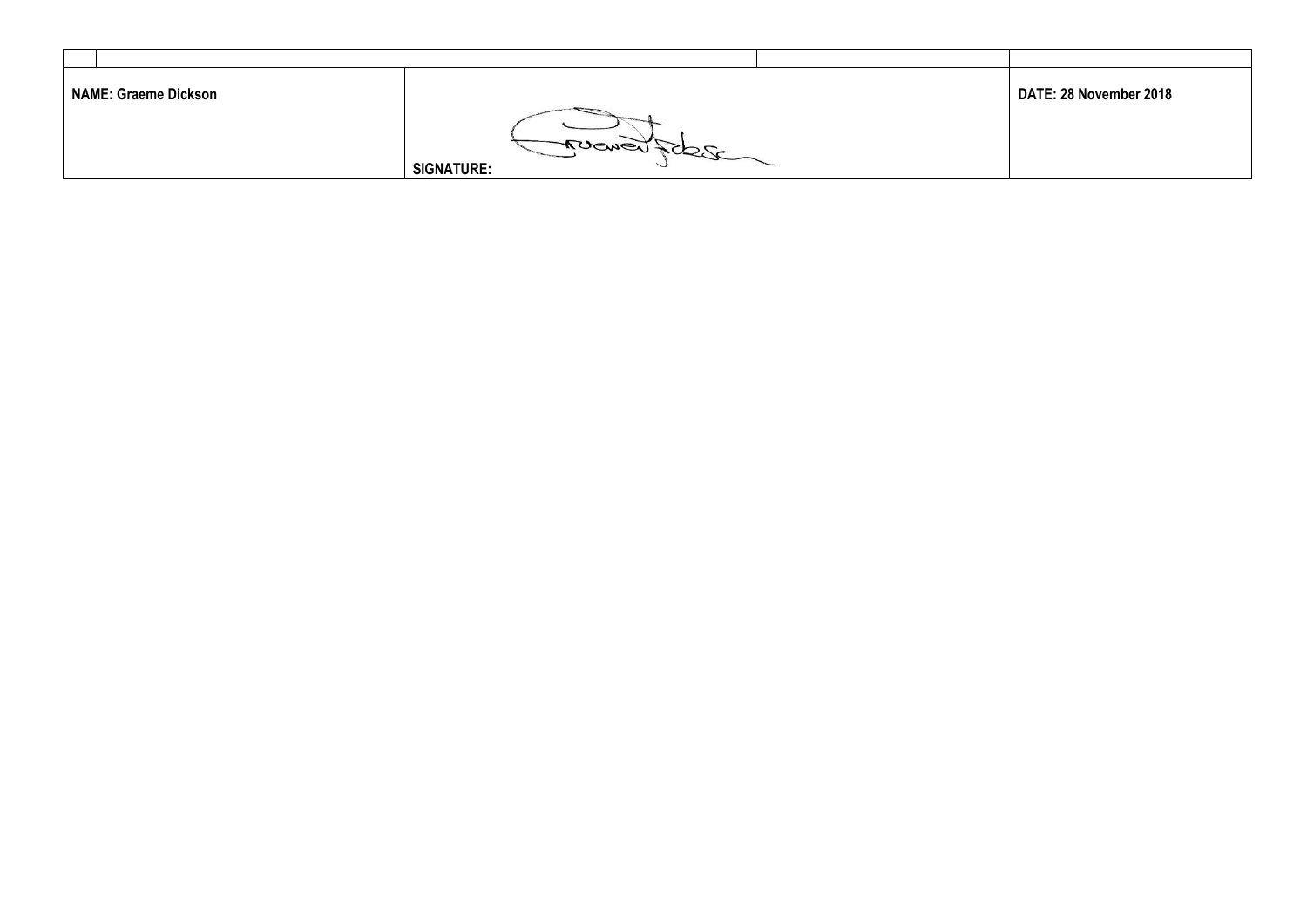| | | | |
|---|---|---|---|
| | | | |
| **NAME: Graeme Dickson** | **SIGNATURE:** | | **DATE: 28 November 2018** |